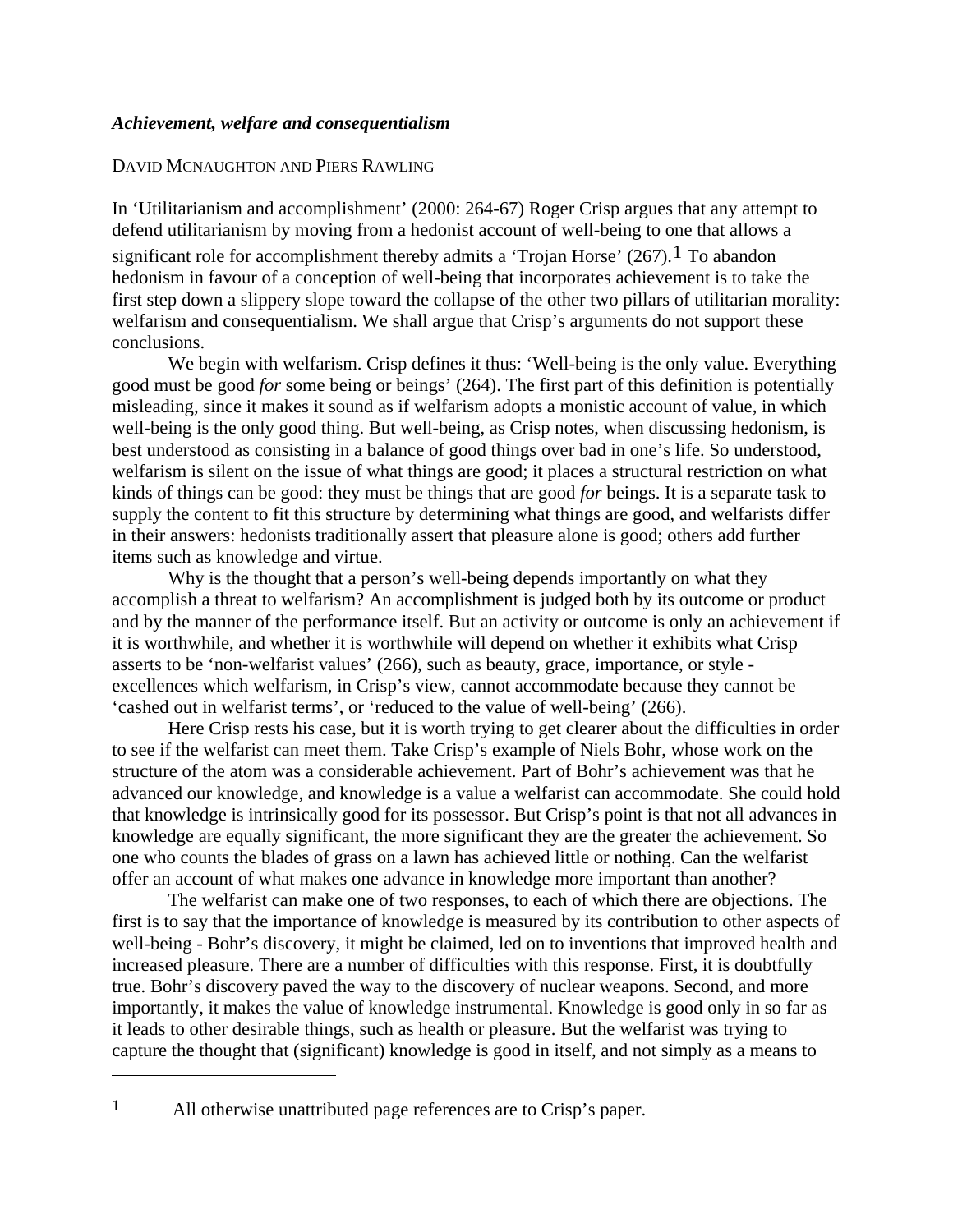***Achievement, welfare and consequentialism***

DAVID MCNAUGHTON AND PIERS RAWLING

In 'Utilitarianism and accomplishment' (2000: 264-67) Roger Crisp argues that any attempt to defend utilitarianism by moving from a hedonist account of well-being to one that allows a significant role for accomplishment thereby admits a 'Trojan Horse' (267).[1] To abandon hedonism in favour of a conception of well-being that incorporates achievement is to take the first step down a slippery slope toward the collapse of the other two pillars of utilitarian morality: welfarism and consequentialism. We shall argue that Crisp's arguments do not support these conclusions.

We begin with welfarism. Crisp defines it thus: 'Well-being is the only value. Everything good must be good *for* some being or beings' (264). The first part of this definition is potentially misleading, since it makes it sound as if welfarism adopts a monistic account of value, in which well-being is the only good thing. But well-being, as Crisp notes, when discussing hedonism, is best understood as consisting in a balance of good things over bad in one's life. So understood, welfarism is silent on the issue of what things are good; it places a structural restriction on what kinds of things can be good: they must be things that are good *for* beings. It is a separate task to supply the content to fit this structure by determining what things are good, and welfarists differ in their answers: hedonists traditionally assert that pleasure alone is good; others add further items such as knowledge and virtue.

Why is the thought that a person's well-being depends importantly on what they accomplish a threat to welfarism? An accomplishment is judged both by its outcome or product and by the manner of the performance itself. But an activity or outcome is only an achievement if it is worthwhile, and whether it is worthwhile will depend on whether it exhibits what Crisp asserts to be 'non-welfarist values' (266), such as beauty, grace, importance, or style - excellences which welfarism, in Crisp's view, cannot accommodate because they cannot be 'cashed out in welfarist terms', or 'reduced to the value of well-being' (266).

Here Crisp rests his case, but it is worth trying to get clearer about the difficulties in order to see if the welfarist can meet them. Take Crisp's example of Niels Bohr, whose work on the structure of the atom was a considerable achievement. Part of Bohr's achievement was that he advanced our knowledge, and knowledge is a value a welfarist can accommodate. She could hold that knowledge is intrinsically good for its possessor. But Crisp's point is that not all advances in knowledge are equally significant, the more significant they are the greater the achievement. So one who counts the blades of grass on a lawn has achieved little or nothing. Can the welfarist offer an account of what makes one advance in knowledge more important than another?

The welfarist can make one of two responses, to each of which there are objections. The first is to say that the importance of knowledge is measured by its contribution to other aspects of well-being - Bohr's discovery, it might be claimed, led on to inventions that improved health and increased pleasure. There are a number of difficulties with this response. First, it is doubtfully true. Bohr's discovery paved the way to the discovery of nuclear weapons. Second, and more importantly, it makes the value of knowledge instrumental. Knowledge is good only in so far as it leads to other desirable things, such as health or pleasure. But the welfarist was trying to capture the thought that (significant) knowledge is good in itself, and not simply as a means to

---

[1] All otherwise unattributed page references are to Crisp's paper.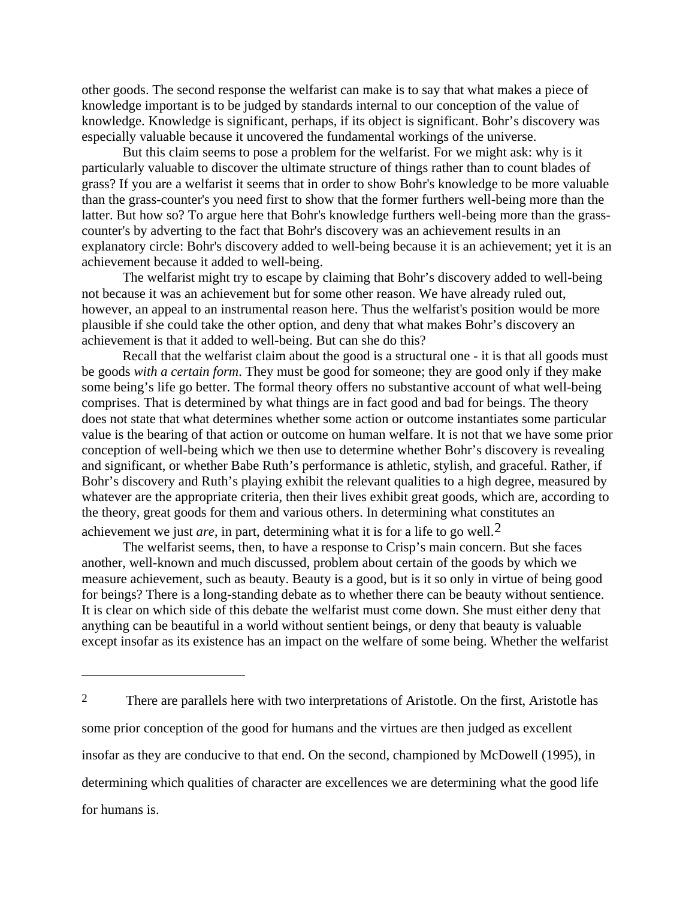other goods. The second response the welfarist can make is to say that what makes a piece of knowledge important is to be judged by standards internal to our conception of the value of knowledge. Knowledge is significant, perhaps, if its object is significant. Bohr's discovery was especially valuable because it uncovered the fundamental workings of the universe.

But this claim seems to pose a problem for the welfarist. For we might ask: why is it particularly valuable to discover the ultimate structure of things rather than to count blades of grass? If you are a welfarist it seems that in order to show Bohr's knowledge to be more valuable than the grass-counter's you need first to show that the former furthers well-being more than the latter. But how so? To argue here that Bohr's knowledge furthers well-being more than the grass-counter's by adverting to the fact that Bohr's discovery was an achievement results in an explanatory circle: Bohr's discovery added to well-being because it is an achievement; yet it is an achievement because it added to well-being.

The welfarist might try to escape by claiming that Bohr's discovery added to well-being not because it was an achievement but for some other reason. We have already ruled out, however, an appeal to an instrumental reason here. Thus the welfarist's position would be more plausible if she could take the other option, and deny that what makes Bohr's discovery an achievement is that it added to well-being. But can she do this?

Recall that the welfarist claim about the good is a structural one - it is that all goods must be goods *with a certain form*. They must be good for someone; they are good only if they make some being's life go better. The formal theory offers no substantive account of what well-being comprises. That is determined by what things are in fact good and bad for beings. The theory does not state that what determines whether some action or outcome instantiates some particular value is the bearing of that action or outcome on human welfare. It is not that we have some prior conception of well-being which we then use to determine whether Bohr's discovery is revealing and significant, or whether Babe Ruth's performance is athletic, stylish, and graceful. Rather, if Bohr's discovery and Ruth's playing exhibit the relevant qualities to a high degree, measured by whatever are the appropriate criteria, then their lives exhibit great goods, which are, according to the theory, great goods for them and various others. In determining what constitutes an achievement we just *are*, in part, determining what it is for a life to go well.[2]

The welfarist seems, then, to have a response to Crisp's main concern. But she faces another, well-known and much discussed, problem about certain of the goods by which we measure achievement, such as beauty. Beauty is a good, but is it so only in virtue of being good for beings? There is a long-standing debate as to whether there can be beauty without sentience. It is clear on which side of this debate the welfarist must come down. She must either deny that anything can be beautiful in a world without sentient beings, or deny that beauty is valuable except insofar as its existence has an impact on the welfare of some being. Whether the welfarist

---

[2] There are parallels here with two interpretations of Aristotle. On the first, Aristotle has some prior conception of the good for humans and the virtues are then judged as excellent insofar as they are conducive to that end. On the second, championed by McDowell (1995), in determining which qualities of character are excellences we are determining what the good life for humans is.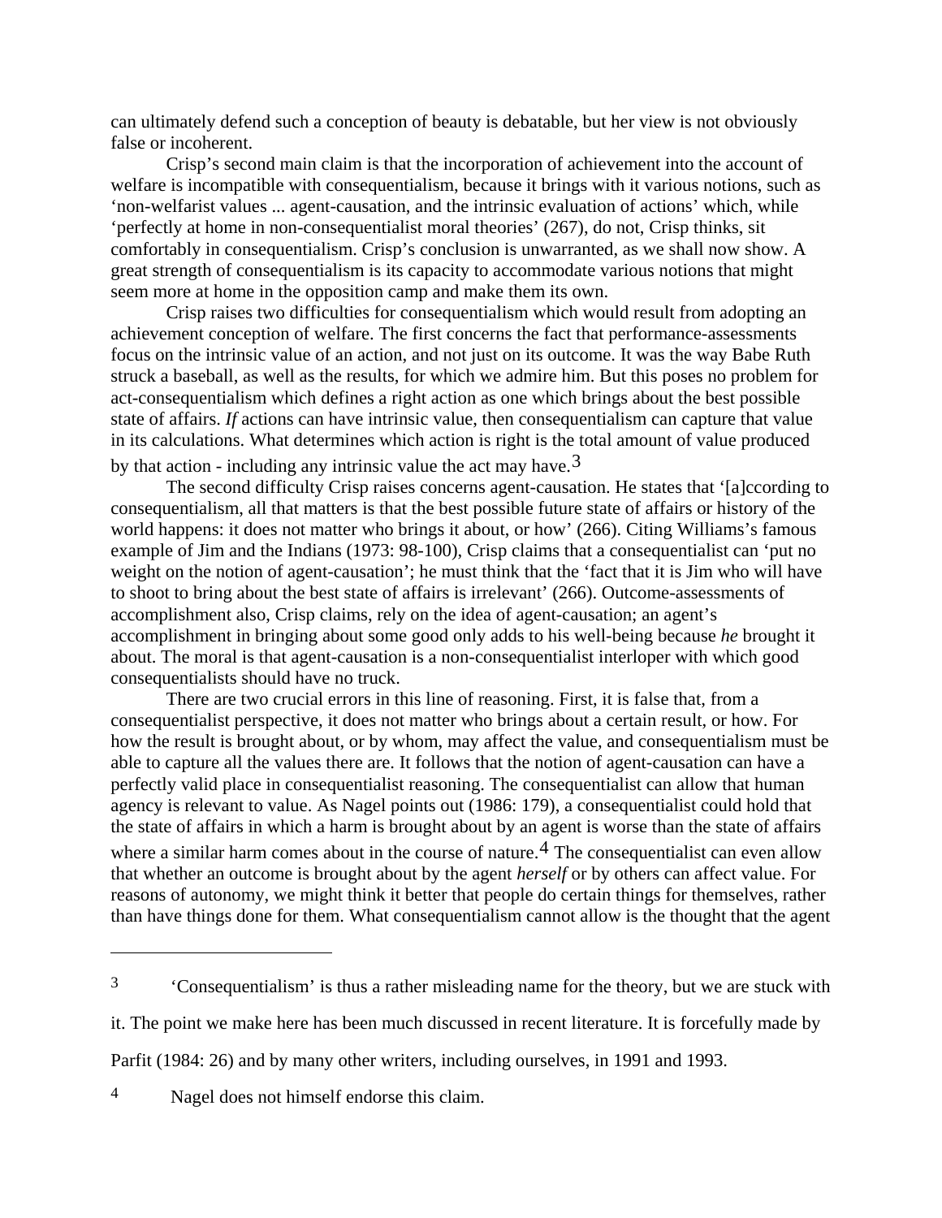can ultimately defend such a conception of beauty is debatable, but her view is not obviously false or incoherent.

Crisp's second main claim is that the incorporation of achievement into the account of welfare is incompatible with consequentialism, because it brings with it various notions, such as 'non-welfarist values ... agent-causation, and the intrinsic evaluation of actions' which, while 'perfectly at home in non-consequentialist moral theories' (267), do not, Crisp thinks, sit comfortably in consequentialism. Crisp's conclusion is unwarranted, as we shall now show. A great strength of consequentialism is its capacity to accommodate various notions that might seem more at home in the opposition camp and make them its own.

Crisp raises two difficulties for consequentialism which would result from adopting an achievement conception of welfare. The first concerns the fact that performance-assessments focus on the intrinsic value of an action, and not just on its outcome. It was the way Babe Ruth struck a baseball, as well as the results, for which we admire him. But this poses no problem for act-consequentialism which defines a right action as one which brings about the best possible state of affairs. *If* actions can have intrinsic value, then consequentialism can capture that value in its calculations. What determines which action is right is the total amount of value produced by that action - including any intrinsic value the act may have.[3]

The second difficulty Crisp raises concerns agent-causation. He states that '[a]ccording to consequentialism, all that matters is that the best possible future state of affairs or history of the world happens: it does not matter who brings it about, or how' (266). Citing Williams's famous example of Jim and the Indians (1973: 98-100), Crisp claims that a consequentialist can 'put no weight on the notion of agent-causation'; he must think that the 'fact that it is Jim who will have to shoot to bring about the best state of affairs is irrelevant' (266). Outcome-assessments of accomplishment also, Crisp claims, rely on the idea of agent-causation; an agent's accomplishment in bringing about some good only adds to his well-being because *he* brought it about. The moral is that agent-causation is a non-consequentialist interloper with which good consequentialists should have no truck.

There are two crucial errors in this line of reasoning. First, it is false that, from a consequentialist perspective, it does not matter who brings about a certain result, or how. For how the result is brought about, or by whom, may affect the value, and consequentialism must be able to capture all the values there are. It follows that the notion of agent-causation can have a perfectly valid place in consequentialist reasoning. The consequentialist can allow that human agency is relevant to value. As Nagel points out (1986: 179), a consequentialist could hold that the state of affairs in which a harm is brought about by an agent is worse than the state of affairs where a similar harm comes about in the course of nature.[4] The consequentialist can even allow that whether an outcome is brought about by the agent *herself* or by others can affect value. For reasons of autonomy, we might think it better that people do certain things for themselves, rather than have things done for them. What consequentialism cannot allow is the thought that the agent

---

[3] 'Consequentialism' is thus a rather misleading name for the theory, but we are stuck with it. The point we make here has been much discussed in recent literature. It is forcefully made by Parfit (1984: 26) and by many other writers, including ourselves, in 1991 and 1993.

[4] Nagel does not himself endorse this claim.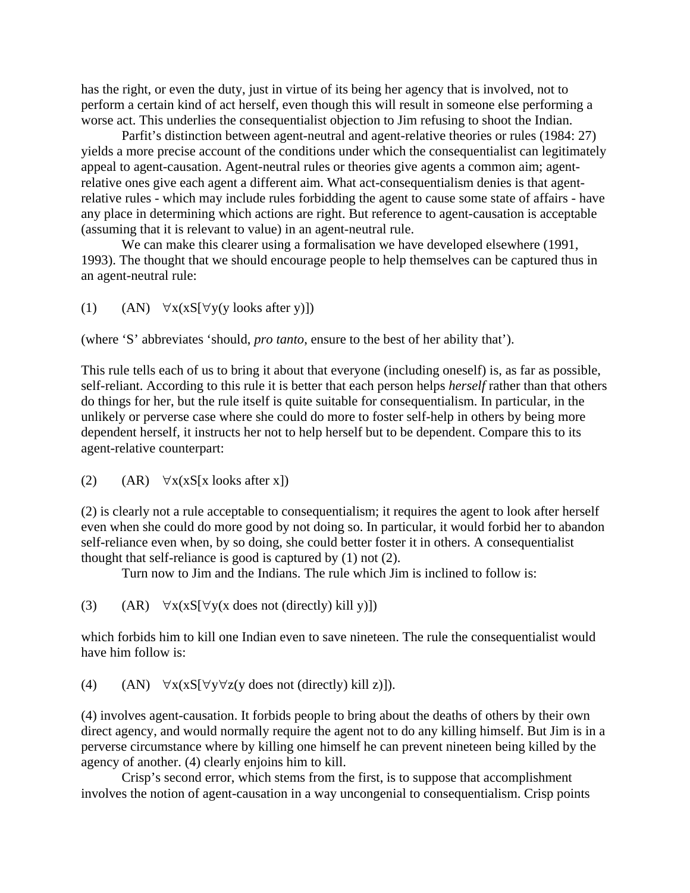has the right, or even the duty, just in virtue of its being her agency that is involved, not to perform a certain kind of act herself, even though this will result in someone else performing a worse act. This underlies the consequentialist objection to Jim refusing to shoot the Indian.

Parfit's distinction between agent-neutral and agent-relative theories or rules (1984: 27) yields a more precise account of the conditions under which the consequentialist can legitimately appeal to agent-causation. Agent-neutral rules or theories give agents a common aim; agent-relative ones give each agent a different aim. What act-consequentialism denies is that agent-relative rules - which may include rules forbidding the agent to cause some state of affairs - have any place in determining which actions are right. But reference to agent-causation is acceptable (assuming that it is relevant to value) in an agent-neutral rule.

We can make this clearer using a formalisation we have developed elsewhere (1991, 1993). The thought that we should encourage people to help themselves can be captured thus in an agent-neutral rule:

(1) (AN) $\forall x(xS[\forall y(y \text{ looks after } y)])$

(where 'S' abbreviates 'should, *pro tanto*, ensure to the best of her ability that').

This rule tells each of us to bring it about that everyone (including oneself) is, as far as possible, self-reliant. According to this rule it is better that each person helps *herself* rather than that others do things for her, but the rule itself is quite suitable for consequentialism. In particular, in the unlikely or perverse case where she could do more to foster self-help in others by being more dependent herself, it instructs her not to help herself but to be dependent. Compare this to its agent-relative counterpart:

(2) (AR) $\forall x(xS[x \text{ looks after } x])$

(2) is clearly not a rule acceptable to consequentialism; it requires the agent to look after herself even when she could do more good by not doing so. In particular, it would forbid her to abandon self-reliance even when, by so doing, she could better foster it in others. A consequentialist thought that self-reliance is good is captured by (1) not (2).

Turn now to Jim and the Indians. The rule which Jim is inclined to follow is:

(3) (AR) $\forall x(xS[\forall y(x \text{ does not (directly) kill } y)])$

which forbids him to kill one Indian even to save nineteen. The rule the consequentialist would have him follow is:

(4) (AN) $\forall x(xS[\forall y\forall z(y \text{ does not (directly) kill } z)])$.

(4) involves agent-causation. It forbids people to bring about the deaths of others by their own direct agency, and would normally require the agent not to do any killing himself. But Jim is in a perverse circumstance where by killing one himself he can prevent nineteen being killed by the agency of another. (4) clearly enjoins him to kill.

Crisp's second error, which stems from the first, is to suppose that accomplishment involves the notion of agent-causation in a way uncongenial to consequentialism. Crisp points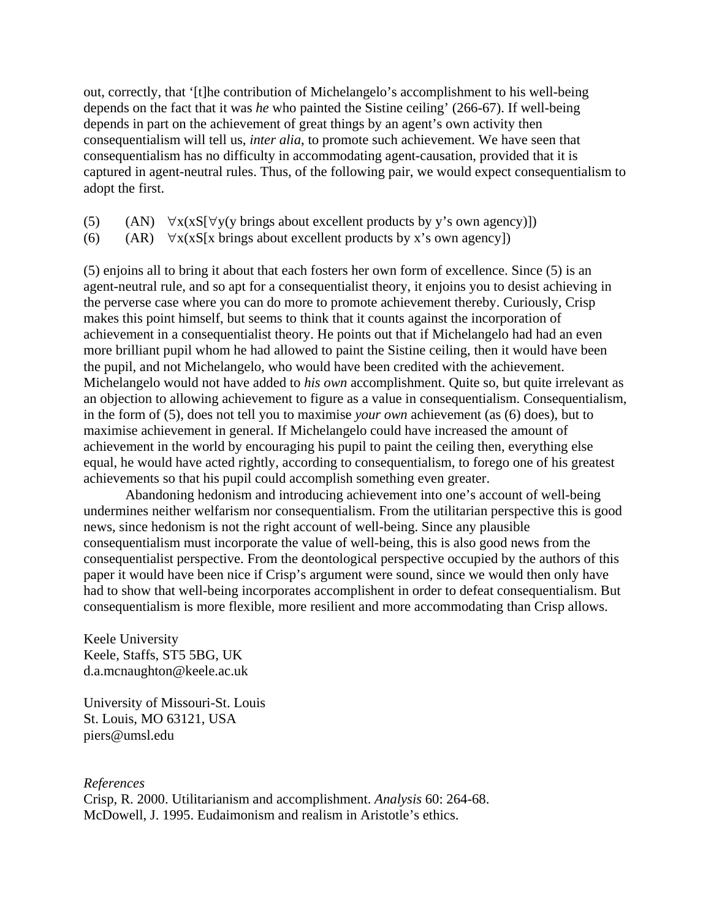out, correctly, that '[t]he contribution of Michelangelo's accomplishment to his well-being depends on the fact that it was *he* who painted the Sistine ceiling' (266-67). If well-being depends in part on the achievement of great things by an agent's own activity then consequentialism will tell us, *inter alia*, to promote such achievement. We have seen that consequentialism has no difficulty in accommodating agent-causation, provided that it is captured in agent-neutral rules. Thus, of the following pair, we would expect consequentialism to adopt the first.

(5) (AN) $\forall x(xS[\forall y(y \text{ brings about excellent products by } y\text{'s own agency})])$

(6) (AR) $\forall x(xS[x \text{ brings about excellent products by } x\text{'s own agency}])$

(5) enjoins all to bring it about that each fosters her own form of excellence. Since (5) is an agent-neutral rule, and so apt for a consequentialist theory, it enjoins you to desist achieving in the perverse case where you can do more to promote achievement thereby. Curiously, Crisp makes this point himself, but seems to think that it counts against the incorporation of achievement in a consequentialist theory. He points out that if Michelangelo had had an even more brilliant pupil whom he had allowed to paint the Sistine ceiling, then it would have been the pupil, and not Michelangelo, who would have been credited with the achievement. Michelangelo would not have added to *his own* accomplishment. Quite so, but quite irrelevant as an objection to allowing achievement to figure as a value in consequentialism. Consequentialism, in the form of (5), does not tell you to maximise *your own* achievement (as (6) does), but to maximise achievement in general. If Michelangelo could have increased the amount of achievement in the world by encouraging his pupil to paint the ceiling then, everything else equal, he would have acted rightly, according to consequentialism, to forego one of his greatest achievements so that his pupil could accomplish something even greater.

Abandoning hedonism and introducing achievement into one's account of well-being undermines neither welfarism nor consequentialism. From the utilitarian perspective this is good news, since hedonism is not the right account of well-being. Since any plausible consequentialism must incorporate the value of well-being, this is also good news from the consequentialist perspective. From the deontological perspective occupied by the authors of this paper it would have been nice if Crisp's argument were sound, since we would then only have had to show that well-being incorporates accomplishent in order to defeat consequentialism. But consequentialism is more flexible, more resilient and more accommodating than Crisp allows.

Keele University
Keele, Staffs, ST5 5BG, UK
d.a.mcnaughton@keele.ac.uk

University of Missouri-St. Louis
St. Louis, MO 63121, USA
piers@umsl.edu

*References*

Crisp, R. 2000. Utilitarianism and accomplishment. *Analysis* 60: 264-68.

McDowell, J. 1995. Eudaimonism and realism in Aristotle's ethics.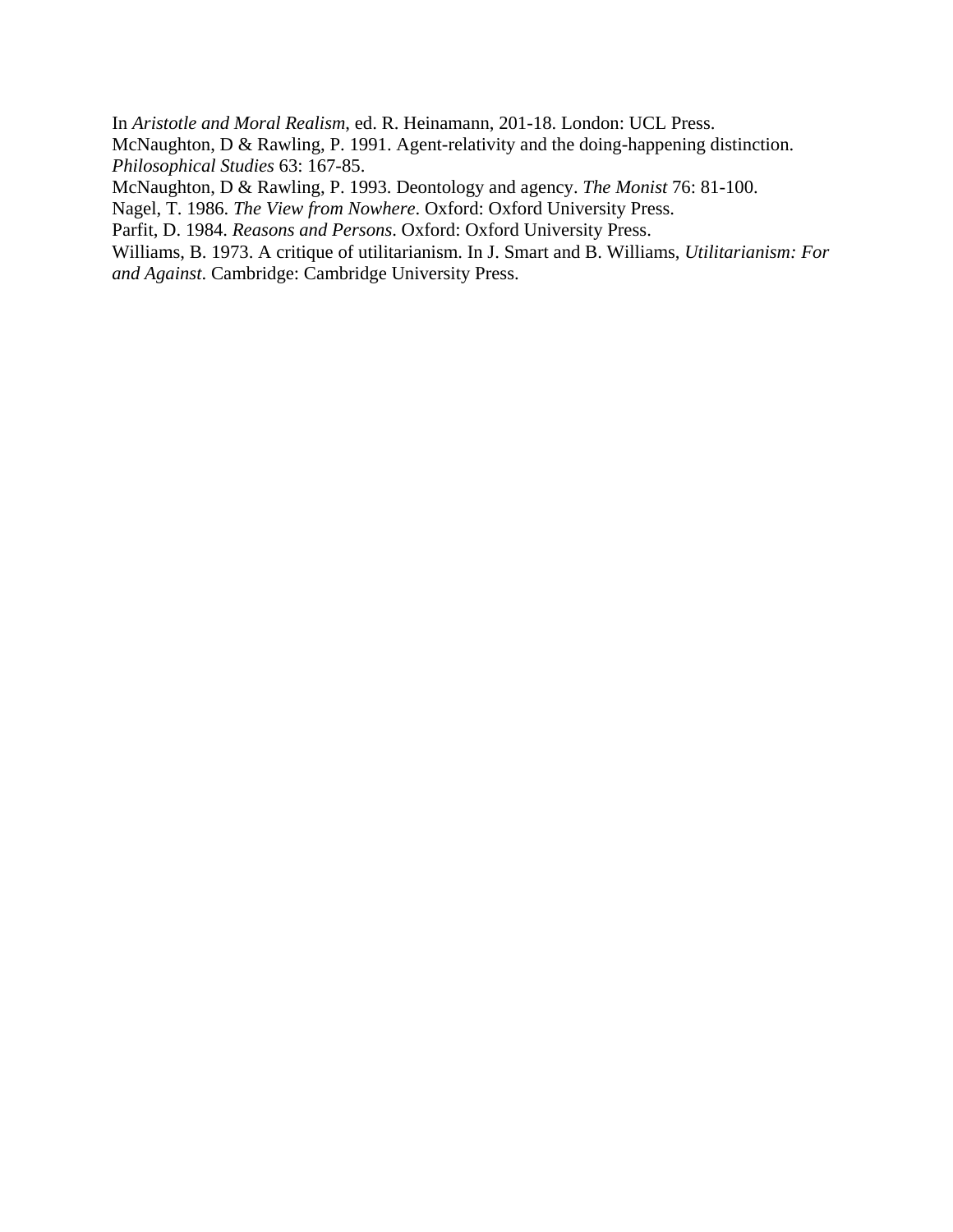In *Aristotle and Moral Realism*, ed. R. Heinamann, 201-18. London: UCL Press.

McNaughton, D & Rawling, P. 1991. Agent-relativity and the doing-happening distinction. *Philosophical Studies* 63: 167-85.

McNaughton, D & Rawling, P. 1993. Deontology and agency. *The Monist* 76: 81-100.

Nagel, T. 1986. *The View from Nowhere*. Oxford: Oxford University Press.

Parfit, D. 1984. *Reasons and Persons*. Oxford: Oxford University Press.

Williams, B. 1973. A critique of utilitarianism. In J. Smart and B. Williams, *Utilitarianism: For and Against*. Cambridge: Cambridge University Press.